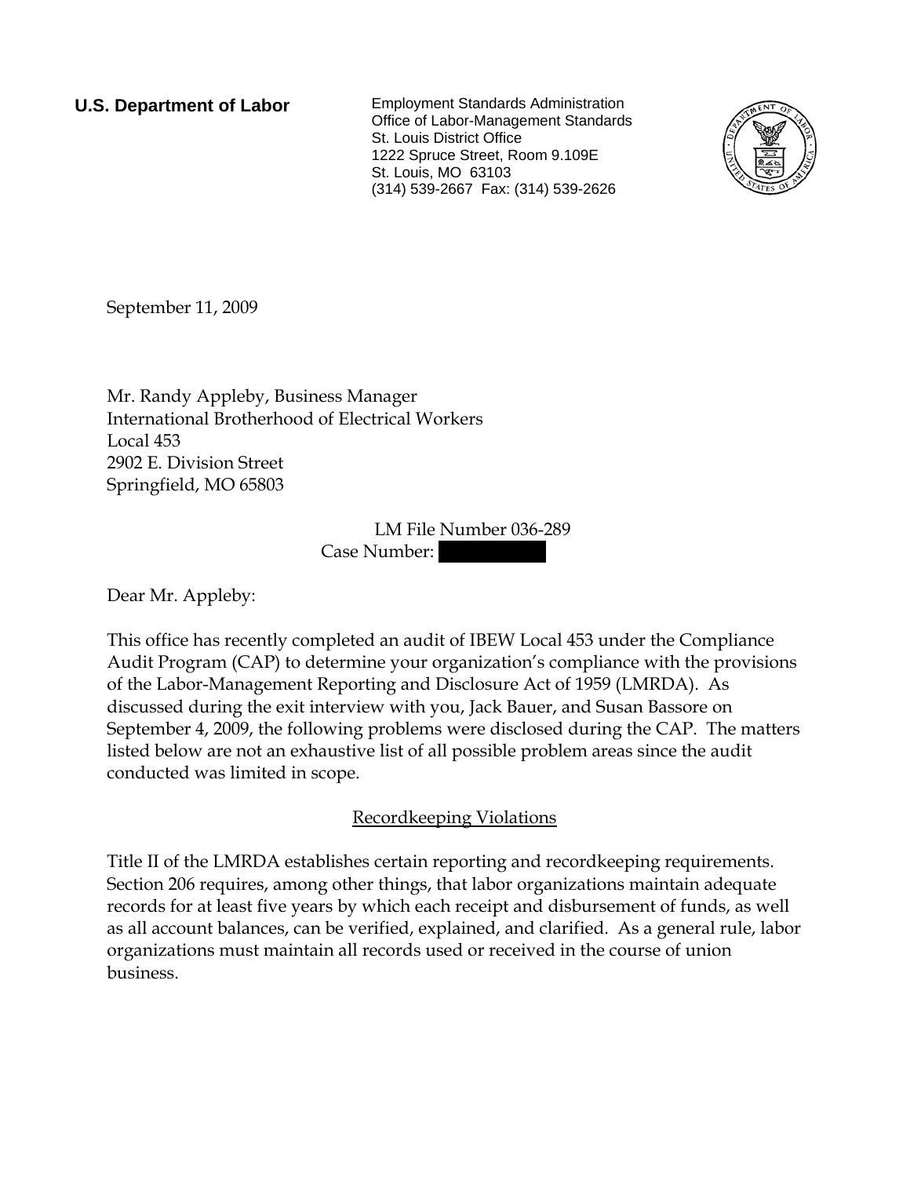**U.S. Department of Labor**

Employment Standards Administration
Office of Labor-Management Standards
St. Louis District Office
1222 Spruce Street, Room 9.109E
St. Louis, MO 63103
(314) 539-2667 Fax: (314) 539-2626

September 11, 2009

Mr. Randy Appleby, Business Manager
International Brotherhood of Electrical Workers
Local 453
2902 E. Division Street
Springfield, MO 65803

LM File Number 036-289
Case Number: [REDACTED]

Dear Mr. Appleby:

This office has recently completed an audit of IBEW Local 453 under the Compliance Audit Program (CAP) to determine your organization's compliance with the provisions of the Labor-Management Reporting and Disclosure Act of 1959 (LMRDA). As discussed during the exit interview with you, Jack Bauer, and Susan Bassore on September 4, 2009, the following problems were disclosed during the CAP. The matters listed below are not an exhaustive list of all possible problem areas since the audit conducted was limited in scope.

## Recordkeeping Violations

Title II of the LMRDA establishes certain reporting and recordkeeping requirements. Section 206 requires, among other things, that labor organizations maintain adequate records for at least five years by which each receipt and disbursement of funds, as well as all account balances, can be verified, explained, and clarified. As a general rule, labor organizations must maintain all records used or received in the course of union business.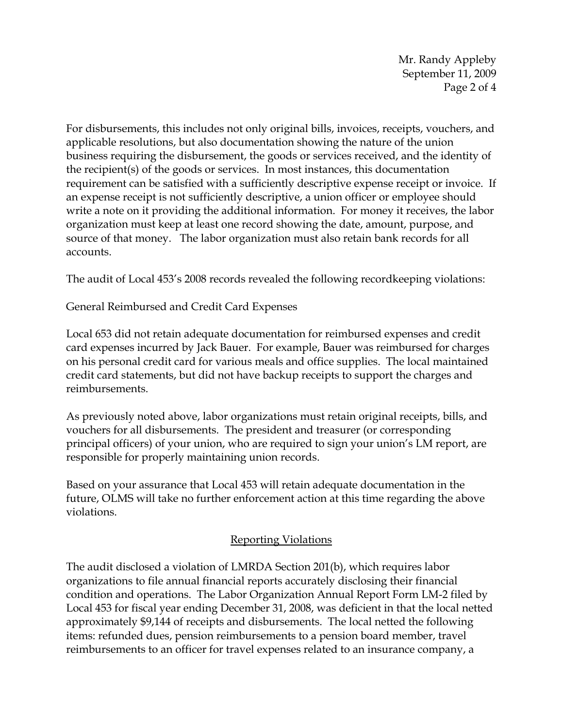For disbursements, this includes not only original bills, invoices, receipts, vouchers, and applicable resolutions, but also documentation showing the nature of the union business requiring the disbursement, the goods or services received, and the identity of the recipient(s) of the goods or services. In most instances, this documentation requirement can be satisfied with a sufficiently descriptive expense receipt or invoice. If an expense receipt is not sufficiently descriptive, a union officer or employee should write a note on it providing the additional information. For money it receives, the labor organization must keep at least one record showing the date, amount, purpose, and source of that money. The labor organization must also retain bank records for all accounts.

The audit of Local 453's 2008 records revealed the following recordkeeping violations:

General Reimbursed and Credit Card Expenses

Local 653 did not retain adequate documentation for reimbursed expenses and credit card expenses incurred by Jack Bauer. For example, Bauer was reimbursed for charges on his personal credit card for various meals and office supplies. The local maintained credit card statements, but did not have backup receipts to support the charges and reimbursements.

As previously noted above, labor organizations must retain original receipts, bills, and vouchers for all disbursements. The president and treasurer (or corresponding principal officers) of your union, who are required to sign your union's LM report, are responsible for properly maintaining union records.

Based on your assurance that Local 453 will retain adequate documentation in the future, OLMS will take no further enforcement action at this time regarding the above violations.

## Reporting Violations

The audit disclosed a violation of LMRDA Section 201(b), which requires labor organizations to file annual financial reports accurately disclosing their financial condition and operations. The Labor Organization Annual Report Form LM-2 filed by Local 453 for fiscal year ending December 31, 2008, was deficient in that the local netted approximately $9,144 of receipts and disbursements. The local netted the following items: refunded dues, pension reimbursements to a pension board member, travel reimbursements to an officer for travel expenses related to an insurance company, a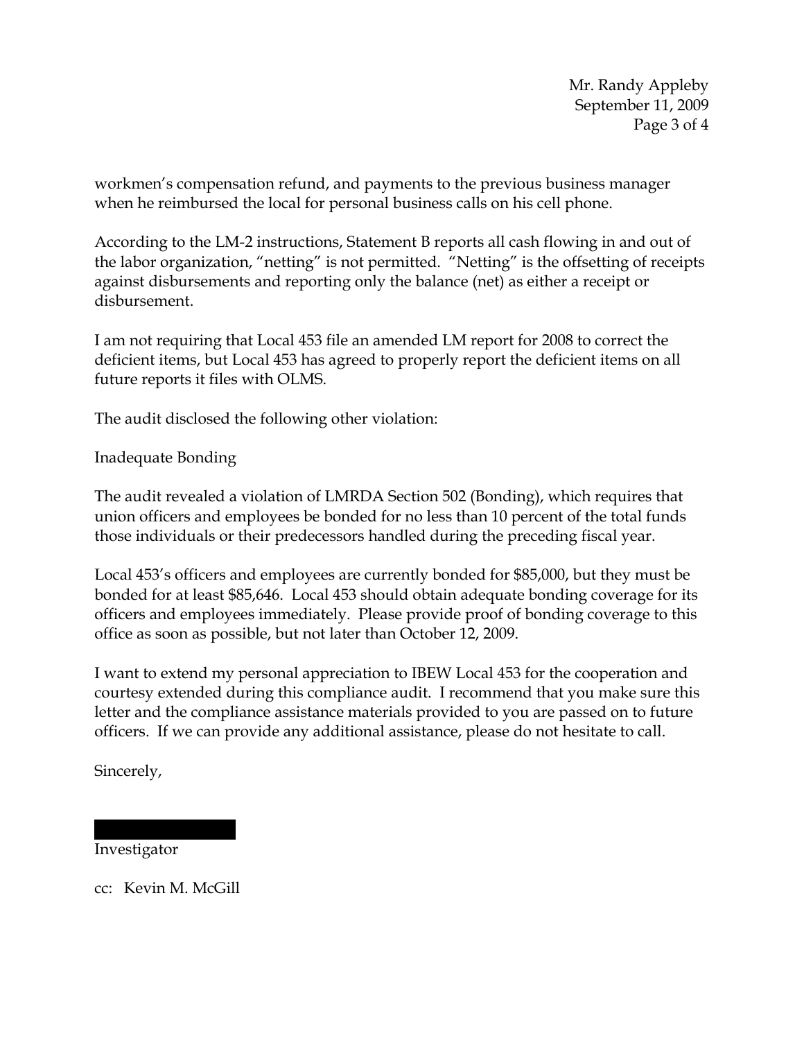workmen's compensation refund, and payments to the previous business manager when he reimbursed the local for personal business calls on his cell phone.

According to the LM-2 instructions, Statement B reports all cash flowing in and out of the labor organization, "netting" is not permitted. "Netting" is the offsetting of receipts against disbursements and reporting only the balance (net) as either a receipt or disbursement.

I am not requiring that Local 453 file an amended LM report for 2008 to correct the deficient items, but Local 453 has agreed to properly report the deficient items on all future reports it files with OLMS.

The audit disclosed the following other violation:

Inadequate Bonding

The audit revealed a violation of LMRDA Section 502 (Bonding), which requires that union officers and employees be bonded for no less than 10 percent of the total funds those individuals or their predecessors handled during the preceding fiscal year.

Local 453's officers and employees are currently bonded for $85,000, but they must be bonded for at least $85,646. Local 453 should obtain adequate bonding coverage for its officers and employees immediately. Please provide proof of bonding coverage to this office as soon as possible, but not later than October 12, 2009.

I want to extend my personal appreciation to IBEW Local 453 for the cooperation and courtesy extended during this compliance audit. I recommend that you make sure this letter and the compliance assistance materials provided to you are passed on to future officers. If we can provide any additional assistance, please do not hesitate to call.

Sincerely,

Investigator

cc: Kevin M. McGill